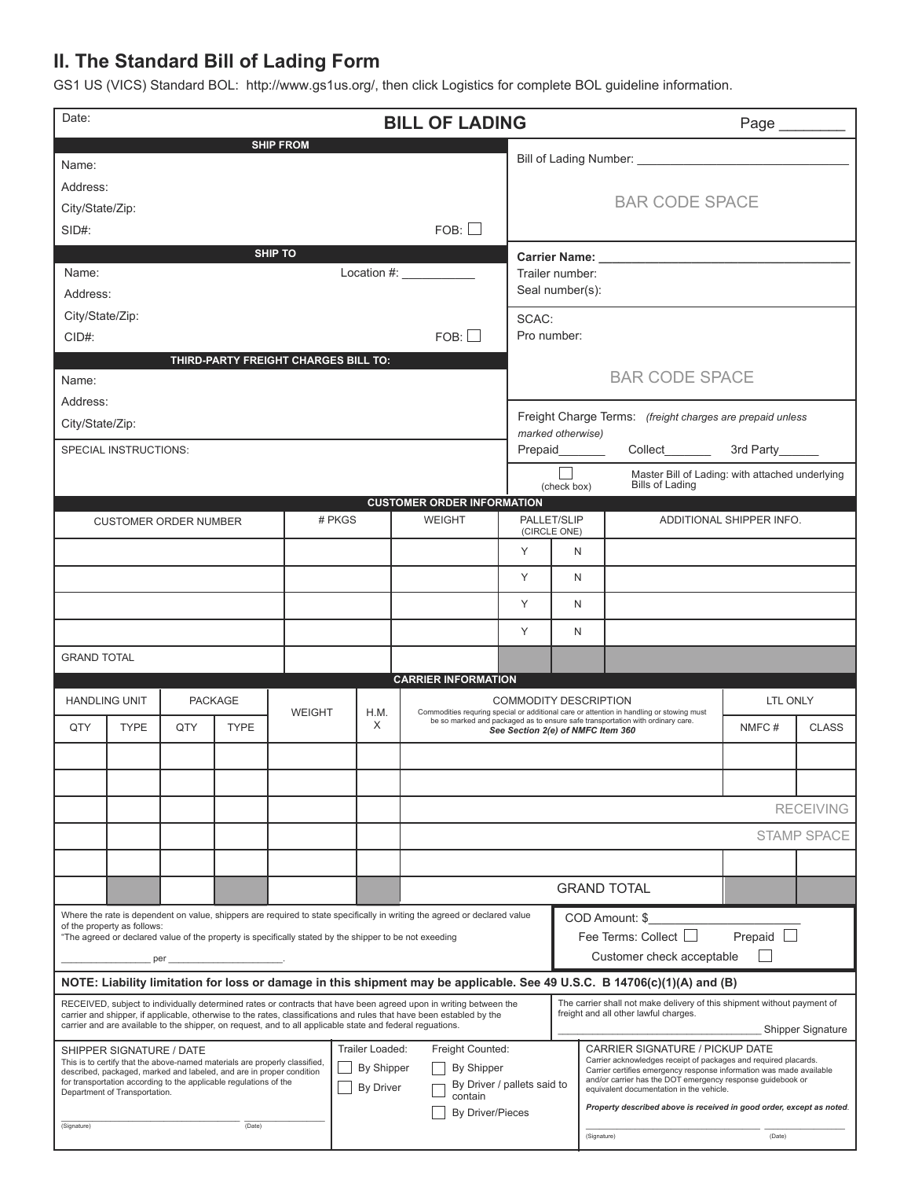## II. The Standard Bill of Lading Form

GS1 US (VICS) Standard BOL: http://www.gs1us.org/, then click Logistics for complete BOL guideline information.

Date:

# BILL OF LADING

Page ________

**SHIP FROM**

Name:
Address:
City/State/Zip:
SID#: FOB: ☐

Bill of Lading Number: ______________________________

BAR CODE SPACE

**SHIP TO**

Name: Location #: ___________
Address:
City/State/Zip:
CID#: FOB: ☐

**Carrier Name:** ______________________________
Trailer number:
Seal number(s):

SCAC:
Pro number:

BAR CODE SPACE

**THIRD-PARTY FREIGHT CHARGES BILL TO:**

Name:
Address:
City/State/Zip:

Freight Charge Terms: *(freight charges are prepaid unless marked otherwise)*

Prepaid_______ Collect_______ 3rd Party______

SPECIAL INSTRUCTIONS:

☐ (check box) Master Bill of Lading: with attached underlying Bills of Lading

**CUSTOMER ORDER INFORMATION**

| CUSTOMER ORDER NUMBER | # PKGS | WEIGHT | PALLET/SLIP (CIRCLE ONE) | | ADDITIONAL SHIPPER INFO. |
|---|---|---|---|---|---|
| | | | Y | N | |
| | | | Y | N | |
| | | | Y | N | |
| | | | Y | N | |
| GRAND TOTAL | | | | | |

**CARRIER INFORMATION**

| HANDLING UNIT | | PACKAGE | | WEIGHT | H.M. | COMMODITY DESCRIPTION<br>Commodities requiring special or additional care or attention in handling or stowing must be so marked and packaged as to ensure safe transportation with ordinary care.<br>*See Section 2(e) of NMFC Item 360* | LTL ONLY | |
|---|---|---|---|---|---|---|---|---|
| QTY | TYPE | QTY | TYPE | | X | | NMFC # | CLASS |
| | | | | | | | | |
| | | | | | | | | |
| | | | | | | RECEIVING | | |
| | | | | | | STAMP SPACE | | |
| | | | | | | | | |
| | | | | | | GRAND TOTAL | | |

Where the rate is dependent on value, shippers are required to state specifically in writing the agreed or declared value of the property as follows:
"The agreed or declared value of the property is specifically stated by the shipper to be not exceeding
________________ per _____________________.

COD Amount: $________________________
Fee Terms: Collect ☐ Prepaid ☐
Customer check acceptable ☐

**NOTE: Liability limitation for loss or damage in this shipment may be applicable. See 49 U.S.C. B 14706(c)(1)(A) and (B)**

RECEIVED, subject to individually determined rates or contracts that have been agreed upon in writing between the carrier and shipper, if applicable, otherwise to the rates, classifications and rules that have been established by the carrier and are available to the shipper, on request, and to all applicable state and federal reguations.

The carrier shall not make delivery of this shipment without payment of freight and all other lawful charges.

____________________________________ Shipper Signature

SHIPPER SIGNATURE / DATE
This is to certify that the above-named materials are properly classified, described, packaged, marked and labeled, and are in proper condition for transportation according to the applicable regulations of the Department of Transportation.

________________________________ ________________
(Signature) (Date)

Trailer Loaded:
☐ By Shipper
☐ By Driver

Freight Counted:
☐ By Shipper
☐ By Driver / pallets said to contain
☐ By Driver/Pieces

CARRIER SIGNATURE / PICKUP DATE
Carrier acknowledges receipt of packages and required placards. Carrier certifies emergency response information was made available and/or carrier has the DOT emergency response guidebook or equivalent documentation in the vehicle.

*Property described above is received in good order, except as noted.*

________________________________ ________________
(Signature) (Date)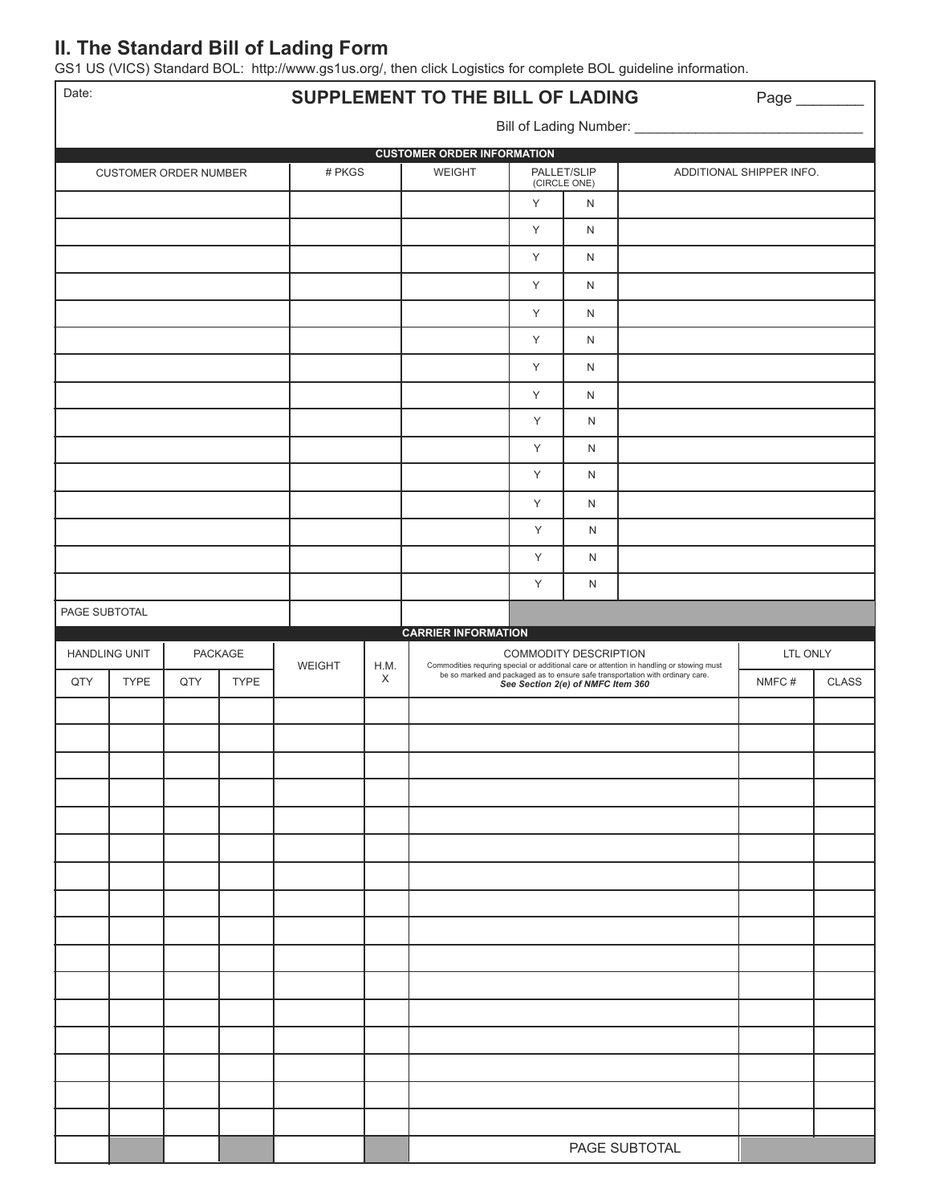## II. The Standard Bill of Lading Form

GS1 US (VICS) Standard BOL: http://www.gs1us.org/, then click Logistics for complete BOL guideline information.

Date:

**SUPPLEMENT TO THE BILL OF LADING**

Page ________

Bill of Lading Number: ______________________________

**CUSTOMER ORDER INFORMATION**

| CUSTOMER ORDER NUMBER | # PKGS | WEIGHT | PALLET/SLIP (CIRCLE ONE) | | ADDITIONAL SHIPPER INFO. |
|---|---|---|---|---|---|
| | | | Y | N | |
| | | | Y | N | |
| | | | Y | N | |
| | | | Y | N | |
| | | | Y | N | |
| | | | Y | N | |
| | | | Y | N | |
| | | | Y | N | |
| | | | Y | N | |
| | | | Y | N | |
| | | | Y | N | |
| | | | Y | N | |
| | | | Y | N | |
| | | | Y | N | |
| | | | Y | N | |
| PAGE SUBTOTAL | | | | | |

**CARRIER INFORMATION**

| HANDLING UNIT | | PACKAGE | | WEIGHT | H.M. | COMMODITY DESCRIPTION Commodities requiring special or additional care or attention in handling or stowing must be so marked and packaged as to ensure safe transportation with ordinary care. ***See Section 2(e) of NMFC Item 360*** | LTL ONLY | |
|---|---|---|---|---|---|---|---|---|
| QTY | TYPE | QTY | TYPE | | X | | NMFC # | CLASS |
| | | | | | | | | |
| | | | | | | | | |
| | | | | | | | | |
| | | | | | | | | |
| | | | | | | | | |
| | | | | | | | | |
| | | | | | | | | |
| | | | | | | | | |
| | | | | | | | | |
| | | | | | | | | |
| | | | | | | | | |
| | | | | | | | | |
| | | | | | | | | |
| | | | | | | | | |
| | | | | | | | | |
| | | | | | | | | |
| | | | | | | PAGE SUBTOTAL | | |